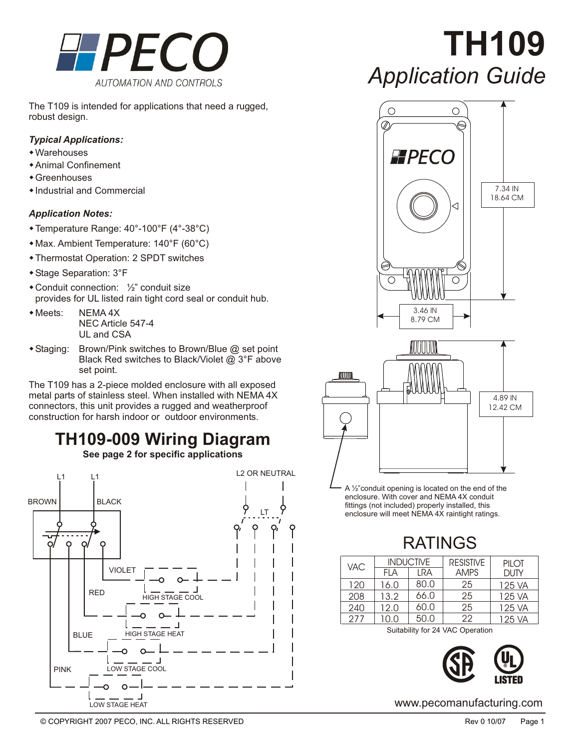# TH109

*Application Guide*

PECO AUTOMATION AND CONTROLS

The T109 is intended for applications that need a rugged, robust design.

***Typical Applications:***

- Warehouses
- Animal Confinement
- Greenhouses
- Industrial and Commercial

***Application Notes:***

- Temperature Range: 40°-100°F (4°-38°C)
- Max. Ambient Temperature: 140°F (60°C)
- Thermostat Operation: 2 SPDT switches
- Stage Separation: 3°F
- Conduit connection: ½" conduit size provides for UL listed rain tight cord seal or conduit hub.
- Meets: NEMA 4X, NEC Article 547-4, UL and CSA
- Staging: Brown/Pink switches to Brown/Blue @ set point. Black Red switches to Black/Violet @ 3°F above set point.

The T109 has a 2-piece molded enclosure with all exposed metal parts of stainless steel. When installed with NEMA 4X connectors, this unit provides a rugged and weatherproof construction for harsh indoor or outdoor environments.

## TH109-009 Wiring Diagram

**See page 2 for specific applications**

L1, L1, L2 OR NEUTRAL, BROWN, BLACK, LT, VIOLET, HIGH STAGE COOL, RED, HIGH STAGE HEAT, BLUE, LOW STAGE COOL, PINK, LOW STAGE HEAT

7.34 IN / 18.64 CM

3.46 IN / 8.79 CM

4.89 IN / 12.42 CM

A ½"conduit opening is located on the end of the enclosure. With cover and NEMA 4X conduit fittings (not included) properly installed, this enclosure will meet NEMA 4X raintight ratings.

## RATINGS

| VAC | INDUCTIVE | | RESISTIVE AMPS | PILOT DUTY |
|---|---|---|---|---|
| | FLA | LRA | | |
| 120 | 16.0 | 80.0 | 25 | 125 VA |
| 208 | 13.2 | 66.0 | 25 | 125 VA |
| 240 | 12.0 | 60.0 | 25 | 125 VA |
| 277 | 10.0 | 50.0 | 22 | 125 VA |

Suitability for 24 VAC Operation

www.pecomanufacturing.com

© COPYRIGHT 2007 PECO, INC. ALL RIGHTS RESERVED — Rev 0 10/07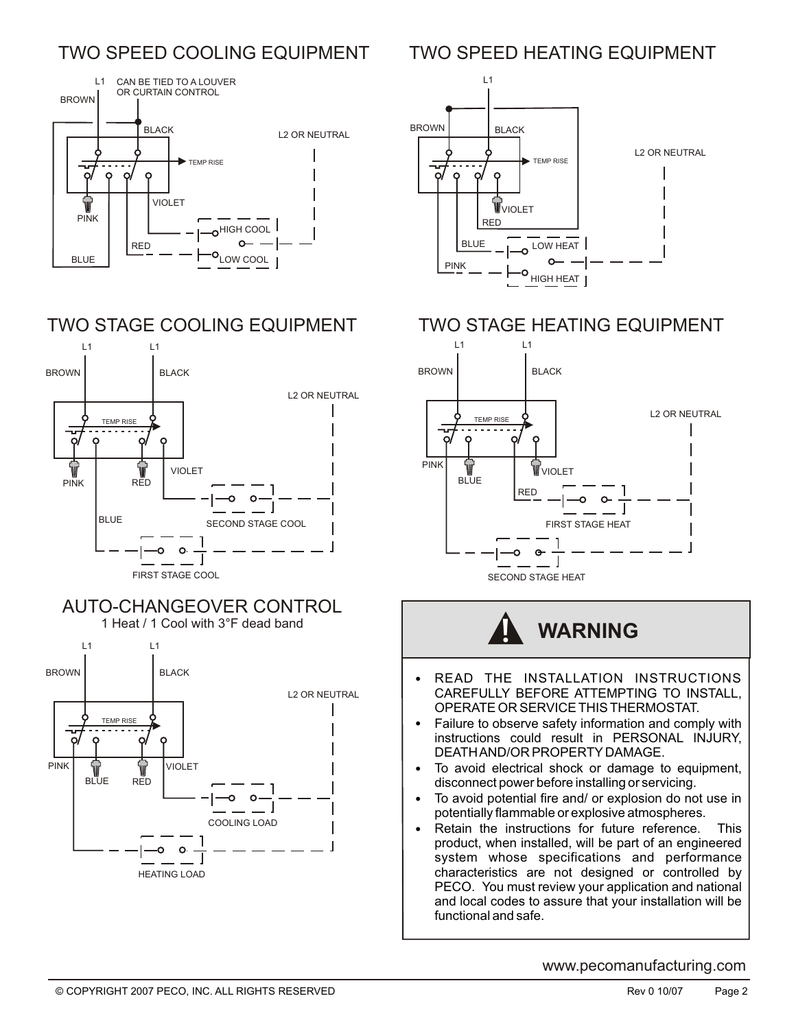## TWO SPEED COOLING EQUIPMENT

L1
BROWN
CAN BE TIED TO A LOUVER OR CURTAIN CONTROL
BLACK
L2 OR NEUTRAL
TEMP RISE
PINK
VIOLET
HIGH COOL
RED
BLUE
LOW COOL

## TWO SPEED HEATING EQUIPMENT

L1
BROWN
BLACK
L2 OR NEUTRAL
TEMP RISE
VIOLET
RED
BLUE
LOW HEAT
PINK
HIGH HEAT

## TWO STAGE COOLING EQUIPMENT

L1
L1
BROWN
BLACK
L2 OR NEUTRAL
TEMP RISE
PINK
RED
VIOLET
BLUE
SECOND STAGE COOL
FIRST STAGE COOL

## TWO STAGE HEATING EQUIPMENT

L1
L1
BROWN
BLACK
L2 OR NEUTRAL
TEMP RISE
PINK
BLUE
VIOLET
RED
FIRST STAGE HEAT
SECOND STAGE HEAT

## AUTO-CHANGEOVER CONTROL

1 Heat / 1 Cool with 3°F dead band

L1
L1
BROWN
BLACK
L2 OR NEUTRAL
TEMP RISE
PINK
BLUE
RED
VIOLET
COOLING LOAD
HEATING LOAD

## WARNING

- READ THE INSTALLATION INSTRUCTIONS CAREFULLY BEFORE ATTEMPTING TO INSTALL, OPERATE OR SERVICE THIS THERMOSTAT.
- Failure to observe safety information and comply with instructions could result in PERSONAL INJURY, DEATH AND/OR PROPERTY DAMAGE.
- To avoid electrical shock or damage to equipment, disconnect power before installing or servicing.
- To avoid potential fire and/ or explosion do not use in potentially flammable or explosive atmospheres.
- Retain the instructions for future reference. This product, when installed, will be part of an engineered system whose specifications and performance characteristics are not designed or controlled by PECO. You must review your application and national and local codes to assure that your installation will be functional and safe.

www.pecomanufacturing.com

© COPYRIGHT 2007 PECO, INC. ALL RIGHTS RESERVED Rev 0 10/07